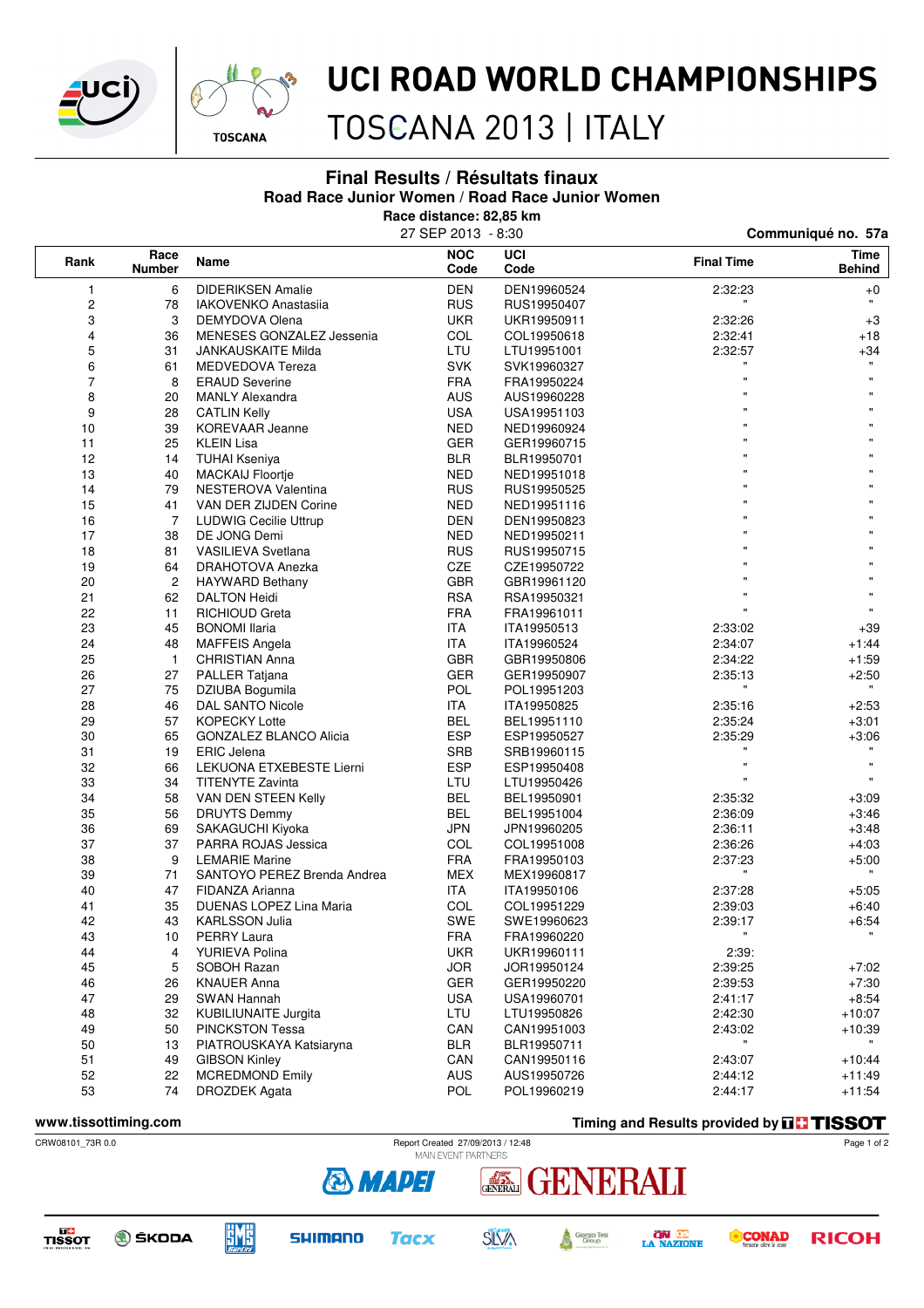# UCI ROAD WORLD CHAMPIONSHIPS

## TOSCANA 2013 | ITALY

### Final Results / Résultats finaux

**Road Race Junior Women / Road Race Junior Women**

**Race distance: 82,85 km**

27 SEP 2013 - 8:30

**Communiqué no. 57a**

| Rank | Race Number | Name | NOC Code | UCI Code | Final Time | Time Behind |
|---|---|---|---|---|---|---|
| 1 | 6 | DIDERIKSEN Amalie | DEN | DEN19960524 | 2:32:23 | +0 |
| 2 | 78 | IAKOVENKO Anastasiia | RUS | RUS19950407 | " | " |
| 3 | 3 | DEMYDOVA Olena | UKR | UKR19950911 | 2:32:26 | +3 |
| 4 | 36 | MENESES GONZALEZ Jessenia | COL | COL19950618 | 2:32:41 | +18 |
| 5 | 31 | JANKAUSKAITE Milda | LTU | LTU19951001 | 2:32:57 | +34 |
| 6 | 61 | MEDVEDOVA Tereza | SVK | SVK19960327 | " | " |
| 7 | 8 | ERAUD Severine | FRA | FRA19950224 | " | " |
| 8 | 20 | MANLY Alexandra | AUS | AUS19960228 | " | " |
| 9 | 28 | CATLIN Kelly | USA | USA19951103 | " | " |
| 10 | 39 | KOREVAAR Jeanne | NED | NED19960924 | " | " |
| 11 | 25 | KLEIN Lisa | GER | GER19960715 | " | " |
| 12 | 14 | TUHAI Kseniya | BLR | BLR19950701 | " | " |
| 13 | 40 | MACKAIJ Floortje | NED | NED19951018 | " | " |
| 14 | 79 | NESTEROVA Valentina | RUS | RUS19950525 | " | " |
| 15 | 41 | VAN DER ZIJDEN Corine | NED | NED19951116 | " | " |
| 16 | 7 | LUDWIG Cecilie Uttrup | DEN | DEN19950823 | " | " |
| 17 | 38 | DE JONG Demi | NED | NED19950211 | " | " |
| 18 | 81 | VASILIEVA Svetlana | RUS | RUS19950715 | " | " |
| 19 | 64 | DRAHOTOVA Anezka | CZE | CZE19950722 | " | " |
| 20 | 2 | HAYWARD Bethany | GBR | GBR19961120 | " | " |
| 21 | 62 | DALTON Heidi | RSA | RSA19950321 | " | " |
| 22 | 11 | RICHIOUD Greta | FRA | FRA19961011 | " | " |
| 23 | 45 | BONOMI Ilaria | ITA | ITA19950513 | 2:33:02 | +39 |
| 24 | 48 | MAFFEIS Angela | ITA | ITA19960524 | 2:34:07 | +1:44 |
| 25 | 1 | CHRISTIAN Anna | GBR | GBR19950806 | 2:34:22 | +1:59 |
| 26 | 27 | PALLER Tatjana | GER | GER19950907 | 2:35:13 | +2:50 |
| 27 | 75 | DZIUBA Bogumila | POL | POL19951203 | " | " |
| 28 | 46 | DAL SANTO Nicole | ITA | ITA19950825 | 2:35:16 | +2:53 |
| 29 | 57 | KOPECKY Lotte | BEL | BEL19951110 | 2:35:24 | +3:01 |
| 30 | 65 | GONZALEZ BLANCO Alicia | ESP | ESP19950527 | 2:35:29 | +3:06 |
| 31 | 19 | ERIC Jelena | SRB | SRB19960115 | " | " |
| 32 | 66 | LEKUONA ETXEBESTE Lierni | ESP | ESP19950408 | " | " |
| 33 | 34 | TITENYTE Zavinta | LTU | LTU19950426 | " | " |
| 34 | 58 | VAN DEN STEEN Kelly | BEL | BEL19950901 | 2:35:32 | +3:09 |
| 35 | 56 | DRUYTS Demmy | BEL | BEL19951004 | 2:36:09 | +3:46 |
| 36 | 69 | SAKAGUCHI Kiyoka | JPN | JPN19960205 | 2:36:11 | +3:48 |
| 37 | 37 | PARRA ROJAS Jessica | COL | COL19951008 | 2:36:26 | +4:03 |
| 38 | 9 | LEMARIE Marine | FRA | FRA19950103 | 2:37:23 | +5:00 |
| 39 | 71 | SANTOYO PEREZ Brenda Andrea | MEX | MEX19960817 | " | " |
| 40 | 47 | FIDANZA Arianna | ITA | ITA19950106 | 2:37:28 | +5:05 |
| 41 | 35 | DUENAS LOPEZ Lina Maria | COL | COL19951229 | 2:39:03 | +6:40 |
| 42 | 43 | KARLSSON Julia | SWE | SWE19960623 | 2:39:17 | +6:54 |
| 43 | 10 | PERRY Laura | FRA | FRA19960220 | " | " |
| 44 | 4 | YURIEVA Polina | UKR | UKR19960111 | 2:39: | |
| 45 | 5 | SOBOH Razan | JOR | JOR19950124 | 2:39:25 | +7:02 |
| 46 | 26 | KNAUER Anna | GER | GER19950220 | 2:39:53 | +7:30 |
| 47 | 29 | SWAN Hannah | USA | USA19960701 | 2:41:17 | +8:54 |
| 48 | 32 | KUBILIUNAITE Jurgita | LTU | LTU19950826 | 2:42:30 | +10:07 |
| 49 | 50 | PINCKSTON Tessa | CAN | CAN19951003 | 2:43:02 | +10:39 |
| 50 | 13 | PIATROUSKAYA Katsiaryna | BLR | BLR19950711 | " | " |
| 51 | 49 | GIBSON Kinley | CAN | CAN19950116 | 2:43:07 | +10:44 |
| 52 | 22 | MCREDMOND Emily | AUS | AUS19950726 | 2:44:12 | +11:49 |
| 53 | 74 | DROZDEK Agata | POL | POL19960219 | 2:44:17 | +11:54 |

www.tissottiming.com

Timing and Results provided by TISSOT

CRW08101_73R 0.0 — Report Created 27/09/2013 / 12:48

MAIN EVENT PARTNERS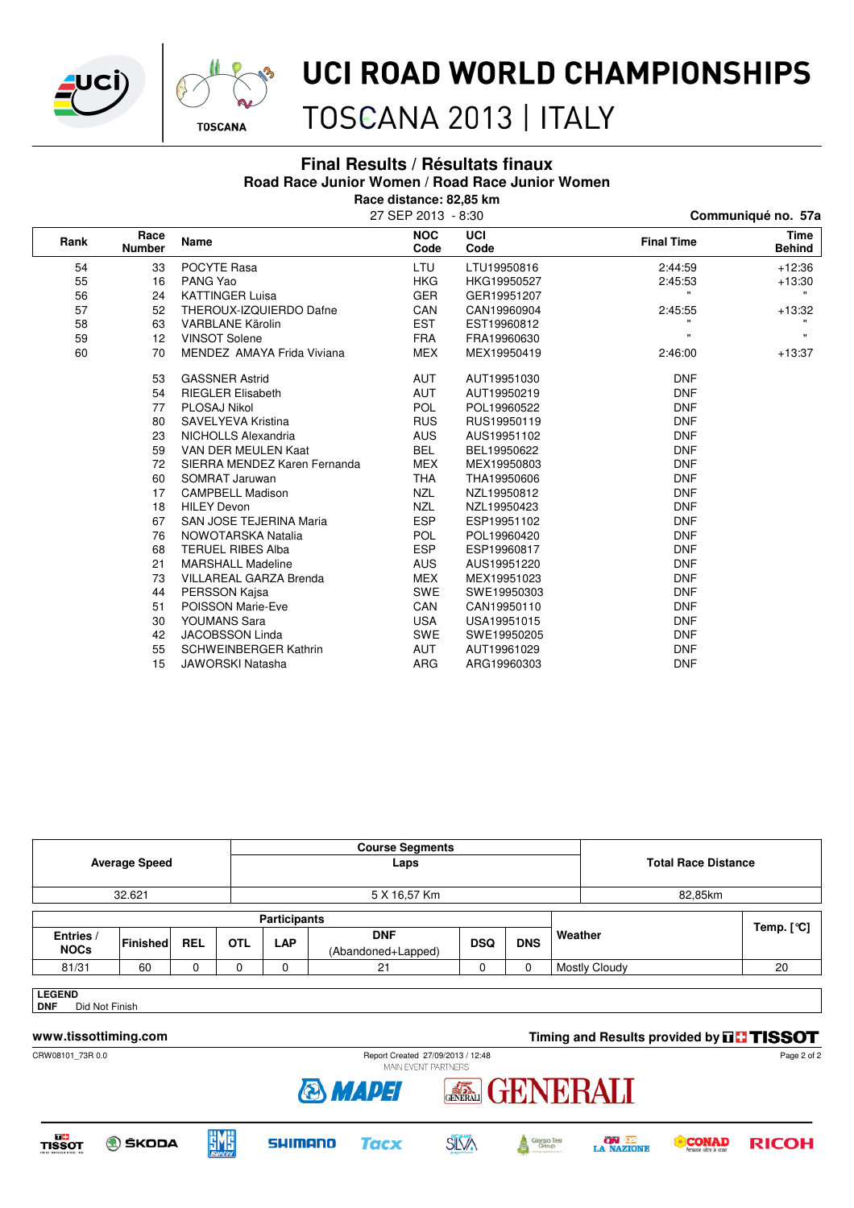# UCI ROAD WORLD CHAMPIONSHIPS

TOSCANA 2013 | ITALY

## Final Results / Résultats finaux

**Road Race Junior Women / Road Race Junior Women**

**Race distance: 82,85 km**

27 SEP 2013 - 8:30

**Communiqué no. 57a**

| Rank | Race Number | Name | NOC Code | UCI Code | Final Time | Time Behind |
|---|---|---|---|---|---|---|
| 54 | 33 | POCYTE Rasa | LTU | LTU19950816 | 2:44:59 | +12:36 |
| 55 | 16 | PANG Yao | HKG | HKG19950527 | 2:45:53 | +13:30 |
| 56 | 24 | KATTINGER Luisa | GER | GER19951207 | " | " |
| 57 | 52 | THEROUX-IZQUIERDO Dafne | CAN | CAN19960904 | 2:45:55 | +13:32 |
| 58 | 63 | VARBLANE Kärolin | EST | EST19960812 | " | " |
| 59 | 12 | VINSOT Solene | FRA | FRA19960630 | " | " |
| 60 | 70 | MENDEZ AMAYA Frida Viviana | MEX | MEX19950419 | 2:46:00 | +13:37 |
| | 53 | GASSNER Astrid | AUT | AUT19951030 | DNF | |
| | 54 | RIEGLER Elisabeth | AUT | AUT19950219 | DNF | |
| | 77 | PLOSAJ Nikol | POL | POL19960522 | DNF | |
| | 80 | SAVELYEVA Kristina | RUS | RUS19950119 | DNF | |
| | 23 | NICHOLLS Alexandria | AUS | AUS19951102 | DNF | |
| | 59 | VAN DER MEULEN Kaat | BEL | BEL19950622 | DNF | |
| | 72 | SIERRA MENDEZ Karen Fernanda | MEX | MEX19950803 | DNF | |
| | 60 | SOMRAT Jaruwan | THA | THA19950606 | DNF | |
| | 17 | CAMPBELL Madison | NZL | NZL19950812 | DNF | |
| | 18 | HILEY Devon | NZL | NZL19950423 | DNF | |
| | 67 | SAN JOSE TEJERINA Maria | ESP | ESP19951102 | DNF | |
| | 76 | NOWOTARSKA Natalia | POL | POL19960420 | DNF | |
| | 68 | TERUEL RIBES Alba | ESP | ESP19960817 | DNF | |
| | 21 | MARSHALL Madeline | AUS | AUS19951220 | DNF | |
| | 73 | VILLAREAL GARZA Brenda | MEX | MEX19951023 | DNF | |
| | 44 | PERSSON Kajsa | SWE | SWE19950303 | DNF | |
| | 51 | POISSON Marie-Eve | CAN | CAN19950110 | DNF | |
| | 30 | YOUMANS Sara | USA | USA19951015 | DNF | |
| | 42 | JACOBSSON Linda | SWE | SWE19950205 | DNF | |
| | 55 | SCHWEINBERGER Kathrin | AUT | AUT19961029 | DNF | |
| | 15 | JAWORSKI Natasha | ARG | ARG19960303 | DNF | |

| Average Speed | Course Segments Laps | Total Race Distance |
|---|---|---|
| 32.621 | 5 X 16,57 Km | 82,85km |

| Participants | | | | | | | | Weather | Temp. [°C] |
|---|---|---|---|---|---|---|---|---|---|
| Entries / NOCs | Finished | REL | OTL | LAP | DNF (Abandoned+Lapped) | DSQ | DNS | | |
| 81/31 | 60 | 0 | 0 | 0 | 21 | 0 | 0 | Mostly Cloudy | 20 |

**LEGEND**
**DNF** Did Not Finish

**www.tissottiming.com**

**Timing and Results provided by TISSOT**

CRW08101_73R 0.0

Report Created 27/09/2013 / 12:48

MAIN EVENT PARTNERS